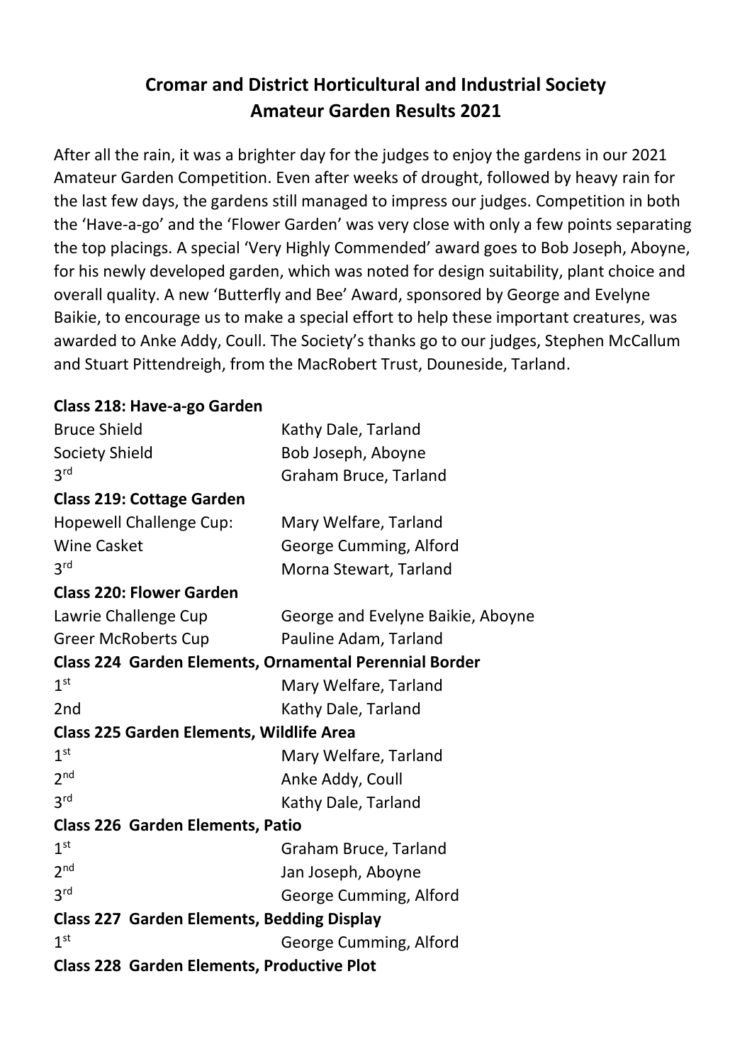# Cromar and District Horticultural and Industrial Society
# Amateur Garden Results 2021

After all the rain, it was a brighter day for the judges to enjoy the gardens in our 2021 Amateur Garden Competition. Even after weeks of drought, followed by heavy rain for the last few days, the gardens still managed to impress our judges. Competition in both the 'Have-a-go' and the 'Flower Garden' was very close with only a few points separating the top placings. A special 'Very Highly Commended' award goes to Bob Joseph, Aboyne, for his newly developed garden, which was noted for design suitability, plant choice and overall quality. A new 'Butterfly and Bee' Award, sponsored by George and Evelyne Baikie, to encourage us to make a special effort to help these important creatures, was awarded to Anke Addy, Coull. The Society's thanks go to our judges, Stephen McCallum and Stuart Pittendreigh, from the MacRobert Trust, Douneside, Tarland.

**Class 218: Have-a-go Garden**

| | |
|---|---|
| Bruce Shield | Kathy Dale, Tarland |
| Society Shield | Bob Joseph, Aboyne |
| 3rd | Graham Bruce, Tarland |

**Class 219: Cottage Garden**

| | |
|---|---|
| Hopewell Challenge Cup: | Mary Welfare, Tarland |
| Wine Casket | George Cumming, Alford |
| 3rd | Morna Stewart, Tarland |

**Class 220: Flower Garden**

| | |
|---|---|
| Lawrie Challenge Cup | George and Evelyne Baikie, Aboyne |
| Greer McRoberts Cup | Pauline Adam, Tarland |

**Class 224 Garden Elements, Ornamental Perennial Border**

| | |
|---|---|
| 1st | Mary Welfare, Tarland |
| 2nd | Kathy Dale, Tarland |

**Class 225 Garden Elements, Wildlife Area**

| | |
|---|---|
| 1st | Mary Welfare, Tarland |
| 2nd | Anke Addy, Coull |
| 3rd | Kathy Dale, Tarland |

**Class 226 Garden Elements, Patio**

| | |
|---|---|
| 1st | Graham Bruce, Tarland |
| 2nd | Jan Joseph, Aboyne |
| 3rd | George Cumming, Alford |

**Class 227 Garden Elements, Bedding Display**

| | |
|---|---|
| 1st | George Cumming, Alford |

**Class 228 Garden Elements, Productive Plot**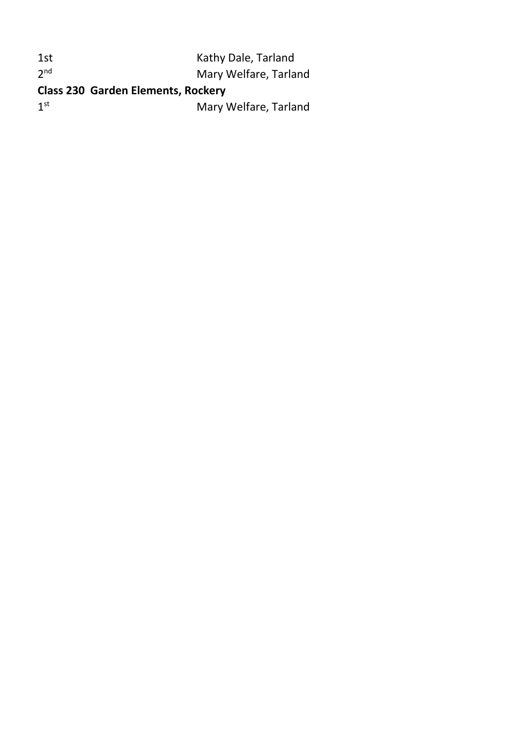| | |
|---|---|
| 1st | Kathy Dale, Tarland |
| 2nd | Mary Welfare, Tarland |

**Class 230 Garden Elements, Rockery**

| | |
|---|---|
| 1st | Mary Welfare, Tarland |